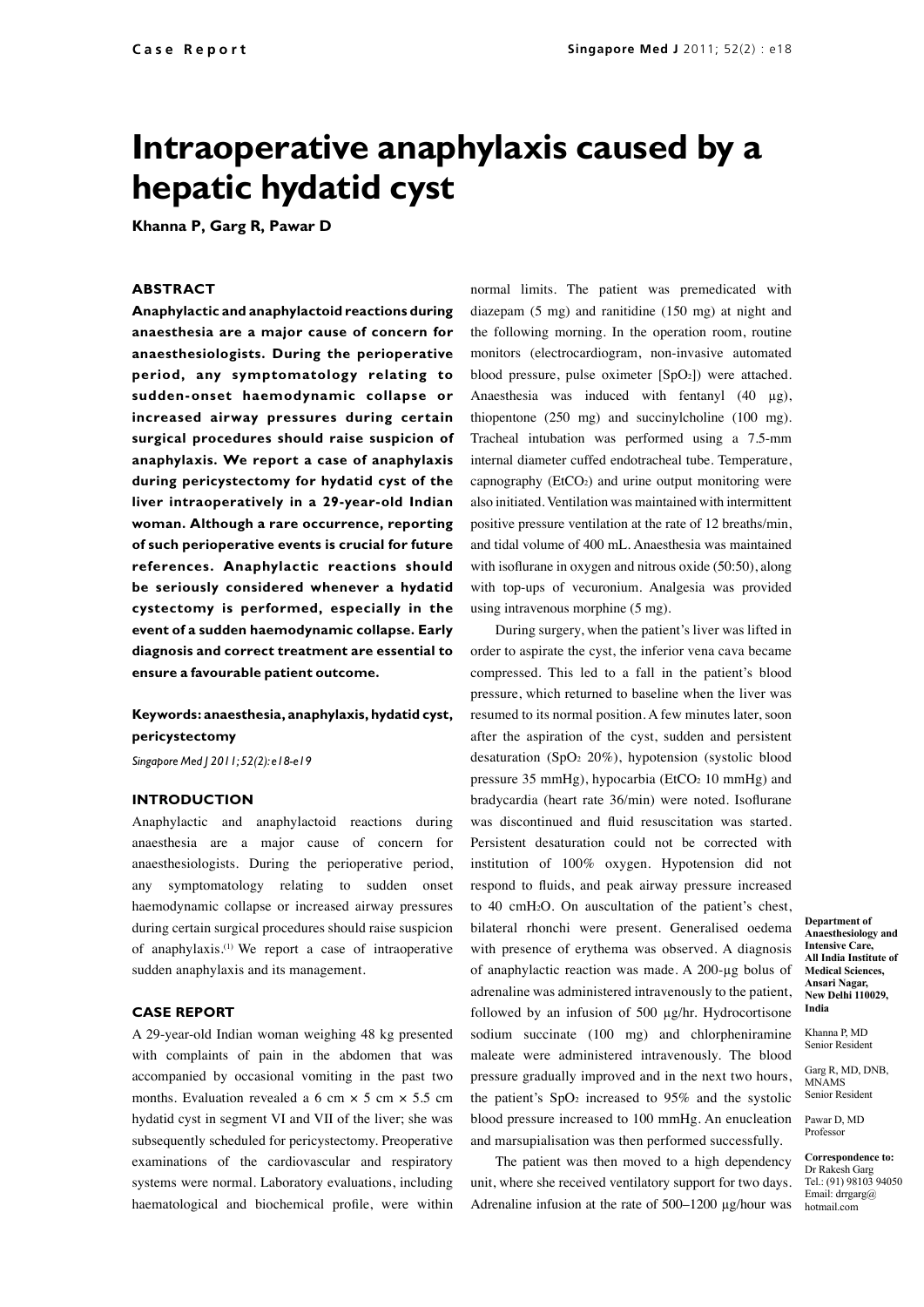Case Report

# Intraoperative anaphylaxis caused by a hepatic hydatid cyst

**Khanna P, Garg R, Pawar D**

## ABSTRACT

**Anaphylactic and anaphylactoid reactions during anaesthesia are a major cause of concern for anaesthesiologists. During the perioperative period, any symptomatology relating to sudden-onset haemodynamic collapse or increased airway pressures during certain surgical procedures should raise suspicion of anaphylaxis. We report a case of anaphylaxis during pericystectomy for hydatid cyst of the liver intraoperatively in a 29-year-old Indian woman. Although a rare occurrence, reporting of such perioperative events is crucial for future references. Anaphylactic reactions should be seriously considered whenever a hydatid cystectomy is performed, especially in the event of a sudden haemodynamic collapse. Early diagnosis and correct treatment are essential to ensure a favourable patient outcome.**

**Keywords: anaesthesia, anaphylaxis, hydatid cyst, pericystectomy**

*Singapore Med J 2011; 52(2): e18-e19*

## INTRODUCTION

Anaphylactic and anaphylactoid reactions during anaesthesia are a major cause of concern for anaesthesiologists. During the perioperative period, any symptomatology relating to sudden onset haemodynamic collapse or increased airway pressures during certain surgical procedures should raise suspicion of anaphylaxis.[1] We report a case of intraoperative sudden anaphylaxis and its management.

## CASE REPORT

A 29-year-old Indian woman weighing 48 kg presented with complaints of pain in the abdomen that was accompanied by occasional vomiting in the past two months. Evaluation revealed a 6 cm × 5 cm × 5.5 cm hydatid cyst in segment VI and VII of the liver; she was subsequently scheduled for pericystectomy. Preoperative examinations of the cardiovascular and respiratory systems were normal. Laboratory evaluations, including haematological and biochemical profile, were within normal limits. The patient was premedicated with diazepam (5 mg) and ranitidine (150 mg) at night and the following morning. In the operation room, routine monitors (electrocardiogram, non-invasive automated blood pressure, pulse oximeter [$SpO_2$]) were attached. Anaesthesia was induced with fentanyl (40 µg), thiopentone (250 mg) and succinylcholine (100 mg). Tracheal intubation was performed using a 7.5-mm internal diameter cuffed endotracheal tube. Temperature, capnography ($EtCO_2$) and urine output monitoring were also initiated. Ventilation was maintained with intermittent positive pressure ventilation at the rate of 12 breaths/min, and tidal volume of 400 mL. Anaesthesia was maintained with isoflurane in oxygen and nitrous oxide (50:50), along with top-ups of vecuronium. Analgesia was provided using intravenous morphine (5 mg).

During surgery, when the patient's liver was lifted in order to aspirate the cyst, the inferior vena cava became compressed. This led to a fall in the patient's blood pressure, which returned to baseline when the liver was resumed to its normal position. A few minutes later, soon after the aspiration of the cyst, sudden and persistent desaturation ($SpO_2$ 20%), hypotension (systolic blood pressure 35 mmHg), hypocarbia ($EtCO_2$ 10 mmHg) and bradycardia (heart rate 36/min) were noted. Isoflurane was discontinued and fluid resuscitation was started. Persistent desaturation could not be corrected with institution of 100% oxygen. Hypotension did not respond to fluids, and peak airway pressure increased to 40 $cmH_2O$. On auscultation of the patient's chest, bilateral rhonchi were present. Generalised oedema with presence of erythema was observed. A diagnosis of anaphylactic reaction was made. A 200-µg bolus of adrenaline was administered intravenously to the patient, followed by an infusion of 500 µg/hr. Hydrocortisone sodium succinate (100 mg) and chlorpheniramine maleate were administered intravenously. The blood pressure gradually improved and in the next two hours, the patient's $SpO_2$ increased to 95% and the systolic blood pressure increased to 100 mmHg. An enucleation and marsupialisation was then performed successfully.

The patient was then moved to a high dependency unit, where she received ventilatory support for two days. Adrenaline infusion at the rate of 500–1200 µg/hour was

**Department of Anaesthesiology and Intensive Care, All India Institute of Medical Sciences, Ansari Nagar, New Delhi 110029, India**

Khanna P, MD
Senior Resident

Garg R, MD, DNB, MNAMS
Senior Resident

Pawar D, MD
Professor

**Correspondence to:** Dr Rakesh Garg
Tel.: (91) 98103 94050
Email: drrgarg@hotmail.com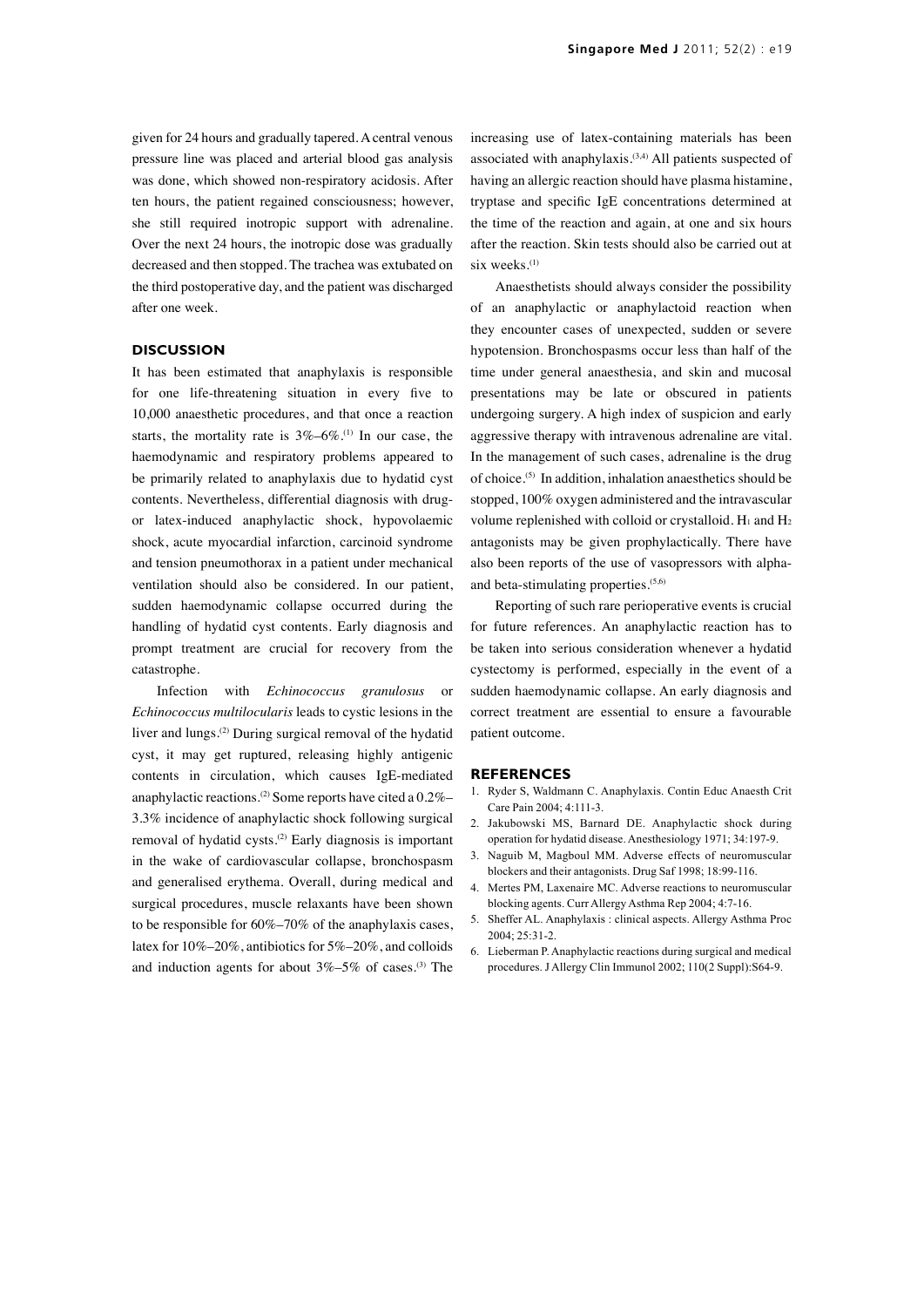given for 24 hours and gradually tapered. A central venous pressure line was placed and arterial blood gas analysis was done, which showed non-respiratory acidosis. After ten hours, the patient regained consciousness; however, she still required inotropic support with adrenaline. Over the next 24 hours, the inotropic dose was gradually decreased and then stopped. The trachea was extubated on the third postoperative day, and the patient was discharged after one week.

## DISCUSSION

It has been estimated that anaphylaxis is responsible for one life-threatening situation in every five to 10,000 anaesthetic procedures, and that once a reaction starts, the mortality rate is 3%–6%.[1] In our case, the haemodynamic and respiratory problems appeared to be primarily related to anaphylaxis due to hydatid cyst contents. Nevertheless, differential diagnosis with drug- or latex-induced anaphylactic shock, hypovolaemic shock, acute myocardial infarction, carcinoid syndrome and tension pneumothorax in a patient under mechanical ventilation should also be considered. In our patient, sudden haemodynamic collapse occurred during the handling of hydatid cyst contents. Early diagnosis and prompt treatment are crucial for recovery from the catastrophe.

Infection with *Echinococcus granulosus* or *Echinococcus multilocularis* leads to cystic lesions in the liver and lungs.[2] During surgical removal of the hydatid cyst, it may get ruptured, releasing highly antigenic contents in circulation, which causes IgE-mediated anaphylactic reactions.[2] Some reports have cited a 0.2%–3.3% incidence of anaphylactic shock following surgical removal of hydatid cysts.[2] Early diagnosis is important in the wake of cardiovascular collapse, bronchospasm and generalised erythema. Overall, during medical and surgical procedures, muscle relaxants have been shown to be responsible for 60%–70% of the anaphylaxis cases, latex for 10%–20%, antibiotics for 5%–20%, and colloids and induction agents for about 3%–5% of cases.[3] The increasing use of latex-containing materials has been associated with anaphylaxis.[3,4] All patients suspected of having an allergic reaction should have plasma histamine, tryptase and specific IgE concentrations determined at the time of the reaction and again, at one and six hours after the reaction. Skin tests should also be carried out at six weeks.[1]

Anaesthetists should always consider the possibility of an anaphylactic or anaphylactoid reaction when they encounter cases of unexpected, sudden or severe hypotension. Bronchospasms occur less than half of the time under general anaesthesia, and skin and mucosal presentations may be late or obscured in patients undergoing surgery. A high index of suspicion and early aggressive therapy with intravenous adrenaline are vital. In the management of such cases, adrenaline is the drug of choice.[5] In addition, inhalation anaesthetics should be stopped, 100% oxygen administered and the intravascular volume replenished with colloid or crystalloid. $H_1$ and $H_2$ antagonists may be given prophylactically. There have also been reports of the use of vasopressors with alpha- and beta-stimulating properties.[5,6]

Reporting of such rare perioperative events is crucial for future references. An anaphylactic reaction has to be taken into serious consideration whenever a hydatid cystectomy is performed, especially in the event of a sudden haemodynamic collapse. An early diagnosis and correct treatment are essential to ensure a favourable patient outcome.

## REFERENCES

1. Ryder S, Waldmann C. Anaphylaxis. Contin Educ Anaesth Crit Care Pain 2004; 4:111-3.
2. Jakubowski MS, Barnard DE. Anaphylactic shock during operation for hydatid disease. Anesthesiology 1971; 34:197-9.
3. Naguib M, Magboul MM. Adverse effects of neuromuscular blockers and their antagonists. Drug Saf 1998; 18:99-116.
4. Mertes PM, Laxenaire MC. Adverse reactions to neuromuscular blocking agents. Curr Allergy Asthma Rep 2004; 4:7-16.
5. Sheffer AL. Anaphylaxis : clinical aspects. Allergy Asthma Proc 2004; 25:31-2.
6. Lieberman P. Anaphylactic reactions during surgical and medical procedures. J Allergy Clin Immunol 2002; 110(2 Suppl):S64-9.